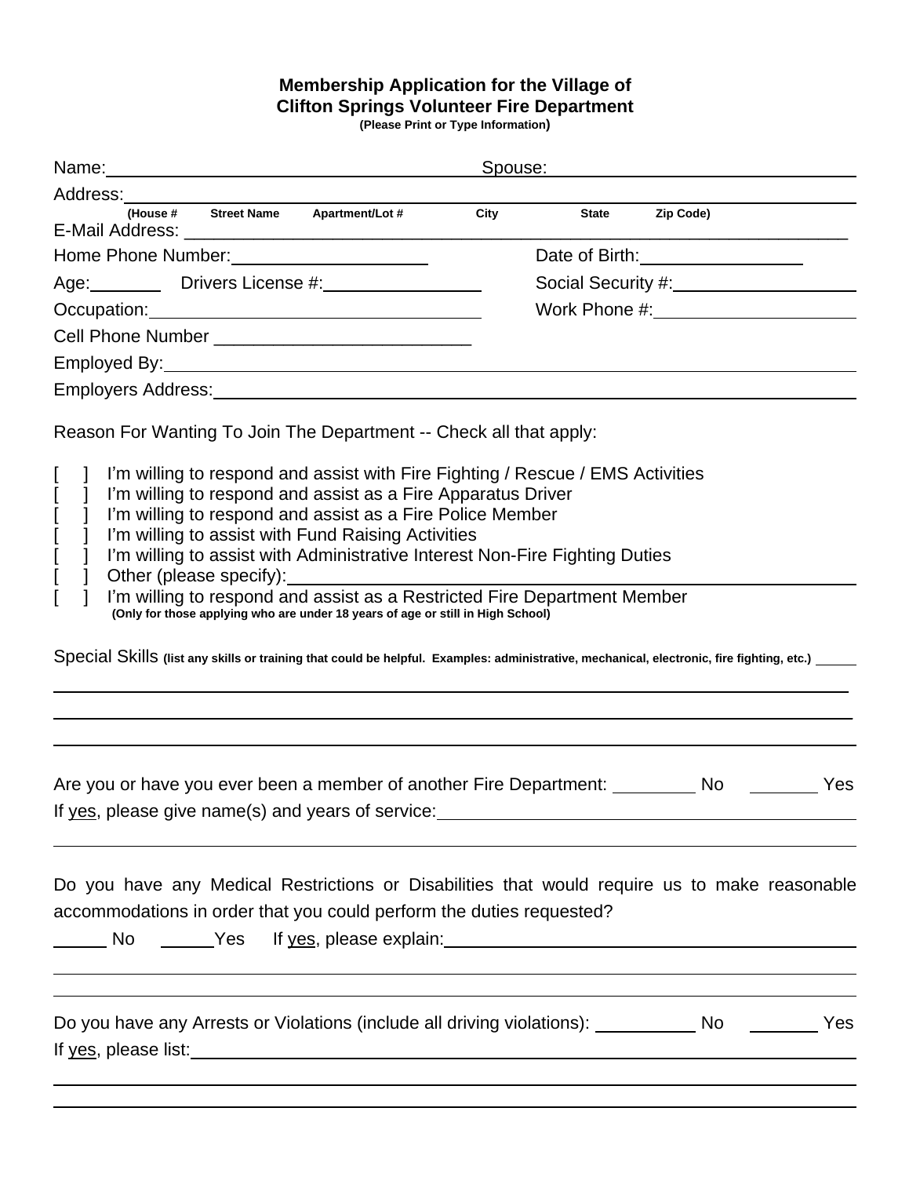**Membership Application for the Village of**
**Clifton Springs Volunteer Fire Department**
**(Please Print or Type Information)**

Name:______________________________________ Spouse:______________________________

Address:______________________________________________________________________________
(House # Street Name Apartment/Lot # City State Zip Code)

E-Mail Address: ________________________________________________________________________

Home Phone Number:____________________ Date of Birth:________________

Age:_______ Drivers License #:________________ Social Security #:____________________

Occupation:________________________________ Work Phone #:____________________

Cell Phone Number __________________________

Employed By:__________________________________________________________________________

Employers Address:_____________________________________________________________________

Reason For Wanting To Join The Department -- Check all that apply:

[ ] I'm willing to respond and assist with Fire Fighting / Rescue / EMS Activities
[ ] I'm willing to respond and assist as a Fire Apparatus Driver
[ ] I'm willing to respond and assist as a Fire Police Member
[ ] I'm willing to assist with Fund Raising Activities
[ ] I'm willing to assist with Administrative Interest Non-Fire Fighting Duties
[ ] Other (please specify):__________________________________________________________
[ ] I'm willing to respond and assist as a Restricted Fire Department Member
**(Only for those applying who are under 18 years of age or still in High School)**

Special Skills **(list any skills or training that could be helpful. Examples: administrative, mechanical, electronic, fire fighting, etc.)** _____

______________________________________________________________________________________

______________________________________________________________________________________

______________________________________________________________________________________

Are you or have you ever been a member of another Fire Department: ________ No _______ Yes

If yes, please give name(s) and years of service:_____________________________________________

______________________________________________________________________________________

Do you have any Medical Restrictions or Disabilities that would require us to make reasonable accommodations in order that you could perform the duties requested?

_____ No _____Yes If yes, please explain:_________________________________________________

______________________________________________________________________________________

______________________________________________________________________________________

Do you have any Arrests or Violations (include all driving violations): __________ No _______ Yes

If yes, please list:_______________________________________________________________________

______________________________________________________________________________________

______________________________________________________________________________________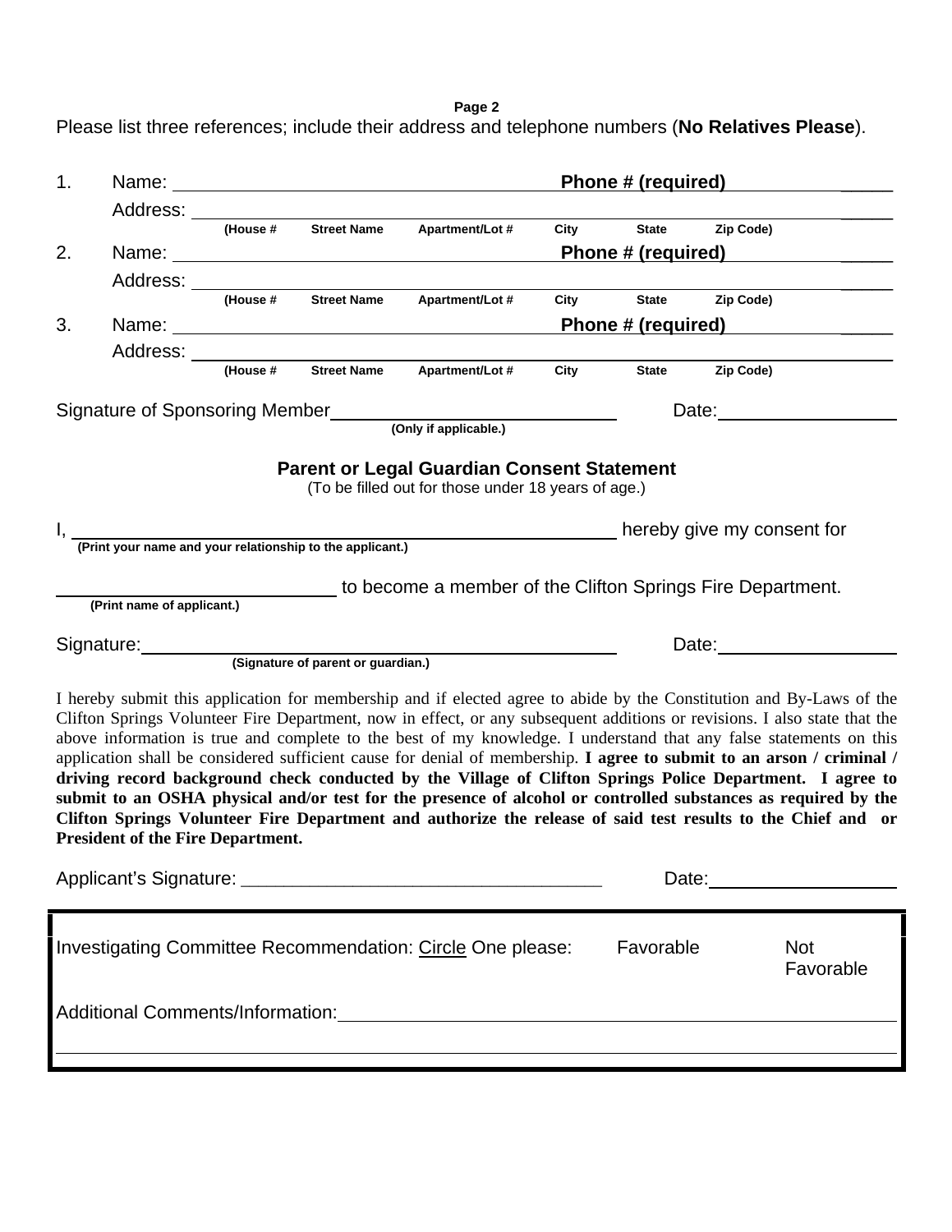Please list three references; include their address and telephone numbers (**No Relatives Please**).

1. Name: ______________________________ **Phone # (required)** ______________
   Address: ______________________________________________
   **(House # Street Name Apartment/Lot # City State Zip Code)**
2. Name: ______________________________ **Phone # (required)** ______________
   Address: ______________________________________________
   **(House # Street Name Apartment/Lot # City State Zip Code)**
3. Name: ______________________________ **Phone # (required)** ______________
   Address: ______________________________________________
   **(House # Street Name Apartment/Lot # City State Zip Code)**

Signature of Sponsoring Member ______________________ Date: ______________
**(Only if applicable.)**

## Parent or Legal Guardian Consent Statement

(To be filled out for those under 18 years of age.)

I, ______________________________________________ hereby give my consent for
**(Print your name and your relationship to the applicant.)**

______________________ to become a member of the Clifton Springs Fire Department.
**(Print name of applicant.)**

Signature: ______________________________________ Date: ______________
**(Signature of parent or guardian.)**

I hereby submit this application for membership and if elected agree to abide by the Constitution and By-Laws of the Clifton Springs Volunteer Fire Department, now in effect, or any subsequent additions or revisions. I also state that the above information is true and complete to the best of my knowledge. I understand that any false statements on this application shall be considered sufficient cause for denial of membership. **I agree to submit to an arson / criminal / driving record background check conducted by the Village of Clifton Springs Police Department. I agree to submit to an OSHA physical and/or test for the presence of alcohol or controlled substances as required by the Clifton Springs Volunteer Fire Department and authorize the release of said test results to the Chief and or President of the Fire Department.**

Applicant's Signature: ______________________________________ Date: ______________

Investigating Committee Recommendation: Circle One please: Favorable Not Favorable

Additional Comments/Information: ______________________________________________

______________________________________________